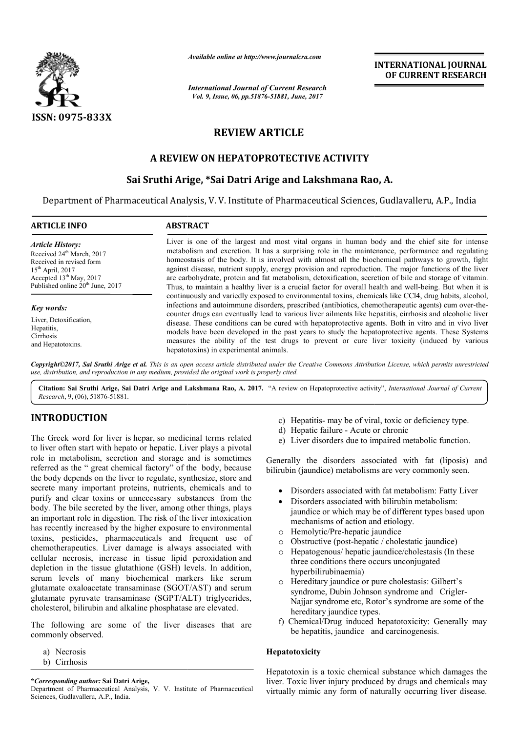*Available online at http://www.journalcra.com*

*International Journal of Current Research*
*Vol. 9, Issue, 06, pp.51876-51881, June, 2017*

**INTERNATIONAL JOURNAL OF CURRENT RESEARCH**

ISSN: 0975-833X

# REVIEW ARTICLE

## A REVIEW ON HEPATOPROTECTIVE ACTIVITY

### Sai Sruthi Arige, *Sai Datri Arige and Lakshmana Rao, A.

Department of Pharmaceutical Analysis, V. V. Institute of Pharmaceutical Sciences, Gudlavalleru, A.P., India

**ARTICLE INFO**

*Article History:*

Received 24th March, 2017
Received in revised form
15th April, 2017
Accepted 13th May, 2017
Published online 20th June, 2017

*Key words:*

Liver, Detoxification,
Hepatitis,
Cirrhosis
and Hepatotoxins.

**ABSTRACT**

Liver is one of the largest and most vital organs in human body and the chief site for intense metabolism and excretion. It has a surprising role in the maintenance, performance and regulating homeostasis of the body. It is involved with almost all the biochemical pathways to growth, fight against disease, nutrient supply, energy provision and reproduction. The major functions of the liver are carbohydrate, protein and fat metabolism, detoxification, secretion of bile and storage of vitamin. Thus, to maintain a healthy liver is a crucial factor for overall health and well-being. But when it is continuously and variedly exposed to environmental toxins, chemicals like $CCl_4$, drug habits, alcohol, infections and autoimmune disorders, prescribed (antibiotics, chemotherapeutic agents) cum over-the-counter drugs can eventually lead to various liver ailments like hepatitis, cirrhosis and alcoholic liver disease. These conditions can be cured with hepatoprotective agents. Both in vitro and in vivo liver models have been developed in the past years to study the hepatoprotective agents. These Systems measures the ability of the test drugs to prevent or cure liver toxicity (induced by various hepatotoxins) in experimental animals.

*Copyright©2017, Sai Sruthi Arige et al. This is an open access article distributed under the Creative Commons Attribution License, which permits unrestricted use, distribution, and reproduction in any medium, provided the original work is properly cited.*

**Citation: Sai Sruthi Arige, Sai Datri Arige and Lakshmana Rao, A. 2017.** "A review on Hepatoprotective activity", *International Journal of Current Research*, 9, (06), 51876-51881.

## INTRODUCTION

The Greek word for liver is hepar, so medicinal terms related to liver often start with hepato or hepatic. Liver plays a pivotal role in metabolism, secretion and storage and is sometimes referred as the " great chemical factory" of the body, because the body depends on the liver to regulate, synthesize, store and secrete many important proteins, nutrients, chemicals and to purify and clear toxins or unnecessary substances from the body. The bile secreted by the liver, among other things, plays an important role in digestion. The risk of the liver intoxication has recently increased by the higher exposure to environmental toxins, pesticides, pharmaceuticals and frequent use of chemotherapeutics. Liver damage is always associated with cellular necrosis, increase in tissue lipid peroxidation and depletion in the tissue glutathione (GSH) levels. In addition, serum levels of many biochemical markers like serum glutamate oxaloacetate transaminase (SGOT/AST) and serum glutamate pyruvate transaminase (SGPT/ALT) triglycerides, cholesterol, bilirubin and alkaline phosphatase are elevated.

The following are some of the liver diseases that are commonly observed.

a) Necrosis
b) Cirrhosis
c) Hepatitis- may be of viral, toxic or deficiency type.
d) Hepatic failure - Acute or chronic
e) Liver disorders due to impaired metabolic function.

Generally the disorders associated with fat (liposis) and bilirubin (jaundice) metabolisms are very commonly seen.

- Disorders associated with fat metabolism: Fatty Liver
- Disorders associated with bilirubin metabolism: jaundice or which may be of different types based upon mechanisms of action and etiology.
  - Hemolytic/Pre-hepatic jaundice
  - Obstructive (post-hepatic / cholestatic jaundice)
  - Hepatogenous/ hepatic jaundice/cholestasis (In these three conditions there occurs unconjugated hyperbilirubinaemia)
  - Hereditary jaundice or pure cholestasis: Gilbert's syndrome, Dubin Johnson syndrome and Crigler-Najjar syndrome etc, Rotor's syndrome are some of the hereditary jaundice types.

f) Chemical/Drug induced hepatotoxicity: Generally may be hepatitis, jaundice and carcinogenesis.

### Hepatotoxicity

Hepatotoxin is a toxic chemical substance which damages the liver. Toxic liver injury produced by drugs and chemicals may virtually mimic any form of naturally occurring liver disease.

**\*Corresponding author: Sai Datri Arige,**
Department of Pharmaceutical Analysis, V. V. Institute of Pharmaceutical Sciences, Gudlavalleru, A.P., India.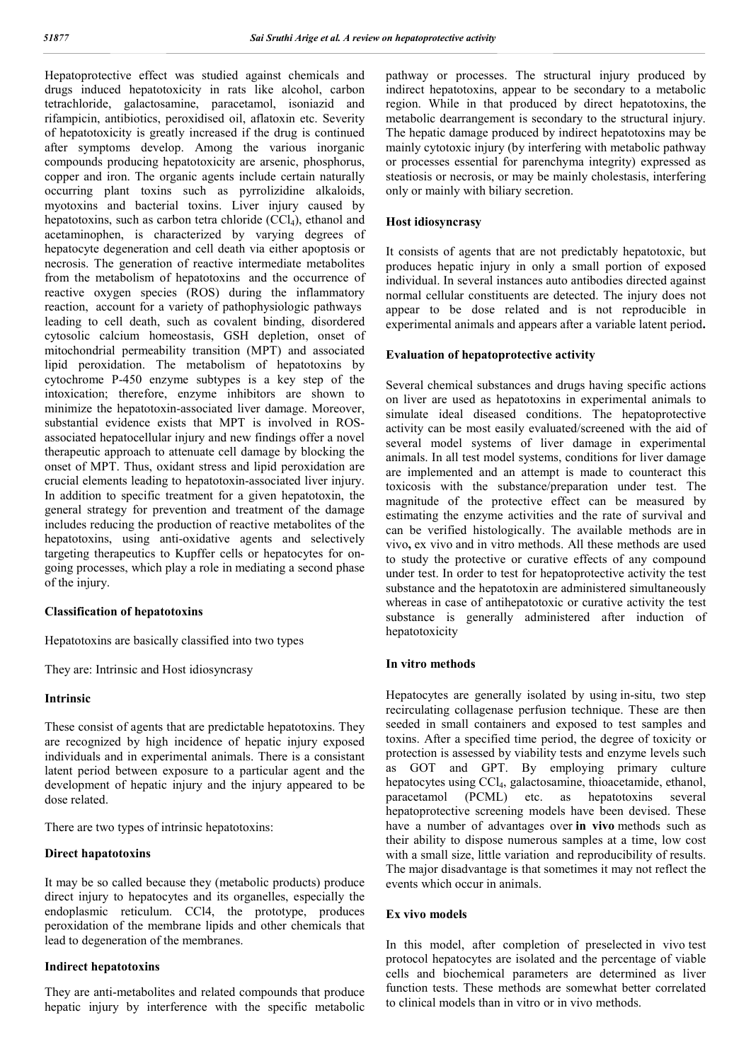Hepatoprotective effect was studied against chemicals and drugs induced hepatotoxicity in rats like alcohol, carbon tetrachloride, galactosamine, paracetamol, isoniazid and rifampicin, antibiotics, peroxidised oil, aflatoxin etc. Severity of hepatotoxicity is greatly increased if the drug is continued after symptoms develop. Among the various inorganic compounds producing hepatotoxicity are arsenic, phosphorus, copper and iron. The organic agents include certain naturally occurring plant toxins such as pyrrolizidine alkaloids, myotoxins and bacterial toxins. Liver injury caused by hepatotoxins, such as carbon tetra chloride ($CCl_4$), ethanol and acetaminophen, is characterized by varying degrees of hepatocyte degeneration and cell death via either apoptosis or necrosis. The generation of reactive intermediate metabolites from the metabolism of hepatotoxins and the occurrence of reactive oxygen species (ROS) during the inflammatory reaction, account for a variety of pathophysiologic pathways leading to cell death, such as covalent binding, disordered cytosolic calcium homeostasis, GSH depletion, onset of mitochondrial permeability transition (MPT) and associated lipid peroxidation. The metabolism of hepatotoxins by cytochrome P-450 enzyme subtypes is a key step of the intoxication; therefore, enzyme inhibitors are shown to minimize the hepatotoxin-associated liver damage. Moreover, substantial evidence exists that MPT is involved in ROS-associated hepatocellular injury and new findings offer a novel therapeutic approach to attenuate cell damage by blocking the onset of MPT. Thus, oxidant stress and lipid peroxidation are crucial elements leading to hepatotoxin-associated liver injury. In addition to specific treatment for a given hepatotoxin, the general strategy for prevention and treatment of the damage includes reducing the production of reactive metabolites of the hepatotoxins, using anti-oxidative agents and selectively targeting therapeutics to Kupffer cells or hepatocytes for on-going processes, which play a role in mediating a second phase of the injury.

### Classification of hepatotoxins

Hepatotoxins are basically classified into two types

They are: Intrinsic and Host idiosyncrasy

### Intrinsic

These consist of agents that are predictable hepatotoxins. They are recognized by high incidence of hepatic injury exposed individuals and in experimental animals. There is a consistant latent period between exposure to a particular agent and the development of hepatic injury and the injury appeared to be dose related.

There are two types of intrinsic hepatotoxins:

### Direct hapatotoxins

It may be so called because they (metabolic products) produce direct injury to hepatocytes and its organelles, especially the endoplasmic reticulum. CCl4, the prototype, produces peroxidation of the membrane lipids and other chemicals that lead to degeneration of the membranes.

### Indirect hepatotoxins

They are anti-metabolites and related compounds that produce hepatic injury by interference with the specific metabolic pathway or processes. The structural injury produced by indirect hepatotoxins, appear to be secondary to a metabolic region. While in that produced by direct hepatotoxins, the metabolic dearrangement is secondary to the structural injury. The hepatic damage produced by indirect hepatotoxins may be mainly cytotoxic injury (by interfering with metabolic pathway or processes essential for parenchyma integrity) expressed as steatiosis or necrosis, or may be mainly cholestasis, interfering only or mainly with biliary secretion.

### Host idiosyncrasy

It consists of agents that are not predictably hepatotoxic, but produces hepatic injury in only a small portion of exposed individual. In several instances auto antibodies directed against normal cellular constituents are detected. The injury does not appear to be dose related and is not reproducible in experimental animals and appears after a variable latent period**.**

### Evaluation of hepatoprotective activity

Several chemical substances and drugs having specific actions on liver are used as hepatotoxins in experimental animals to simulate ideal diseased conditions. The hepatoprotective activity can be most easily evaluated/screened with the aid of several model systems of liver damage in experimental animals. In all test model systems, conditions for liver damage are implemented and an attempt is made to counteract this toxicosis with the substance/preparation under test. The magnitude of the protective effect can be measured by estimating the enzyme activities and the rate of survival and can be verified histologically. The available methods are in vivo**,** ex vivo and in vitro methods. All these methods are used to study the protective or curative effects of any compound under test. In order to test for hepatoprotective activity the test substance and the hepatotoxin are administered simultaneously whereas in case of antihepatotoxic or curative activity the test substance is generally administered after induction of hepatotoxicity

### In vitro methods

Hepatocytes are generally isolated by using in-situ, two step recirculating collagenase perfusion technique. These are then seeded in small containers and exposed to test samples and toxins. After a specified time period, the degree of toxicity or protection is assessed by viability tests and enzyme levels such as GOT and GPT. By employing primary culture hepatocytes using $CCl_4$, galactosamine, thioacetamide, ethanol, paracetamol (PCML) etc. as hepatotoxins several hepatoprotective screening models have been devised. These have a number of advantages over **in vivo** methods such as their ability to dispose numerous samples at a time, low cost with a small size, little variation and reproducibility of results. The major disadvantage is that sometimes it may not reflect the events which occur in animals.

### Ex vivo models

In this model, after completion of preselected in vivo test protocol hepatocytes are isolated and the percentage of viable cells and biochemical parameters are determined as liver function tests. These methods are somewhat better correlated to clinical models than in vitro or in vivo methods.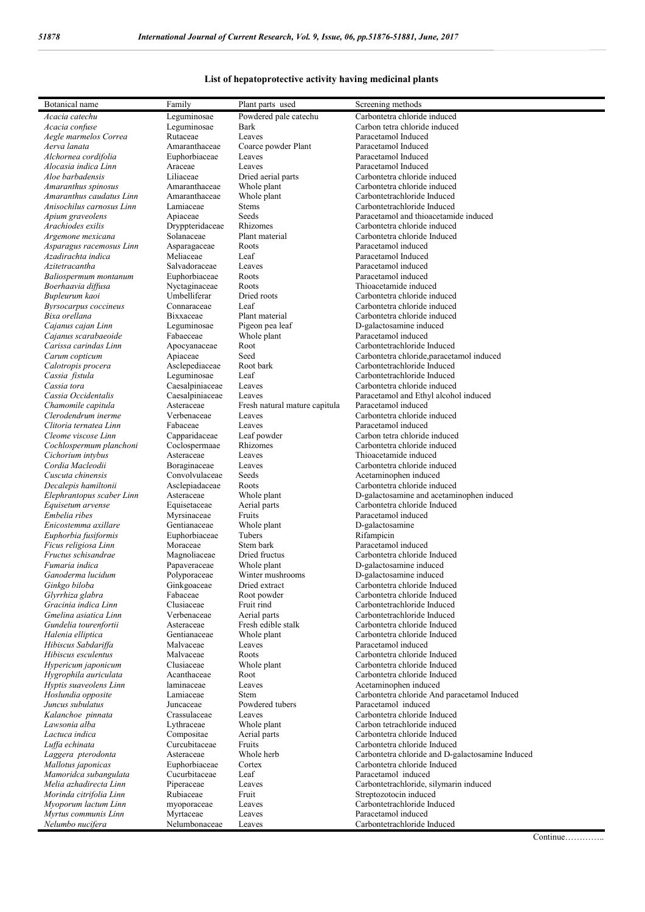## List of hepatoprotective activity having medicinal plants

| Botanical name | Family | Plant parts used | Screening methods |
|---|---|---|---|
| *Acacia catechu* | Leguminosae | Powdered pale catechu | Carbontetra chloride induced |
| *Acacia confuse* | Leguminosae | Bark | Carbon tetra chloride induced |
| *Aegle marmelos Correa* | Rutaceae | Leaves | Paracetamol Induced |
| *Aerva lanata* | Amaranthaceae | Coarce powder Plant | Paracetamol Induced |
| *Alchornea cordifolia* | Euphorbiaceae | Leaves | Paracetamol Induced |
| *Alocasia indica Linn* | Araceae | Leaves | Paracetamol Induced |
| *Aloe barbadensis* | Liliaceae | Dried aerial parts | Carbontetra chloride induced |
| *Amaranthus spinosus* | Amaranthaceae | Whole plant | Carbontetra chloride induced |
| *Amaranthus caudatus Linn* | Amaranthaceae | Whole plant | Carbontetrachloride Induced |
| *Anisochilus carnosus Linn* | Lamiaceae | Stems | Carbontetrachloride Induced |
| *Apium graveolens* | Apiaceae | Seeds | Paracetamol and thioacetamide induced |
| *Arachiodes exilis* | Dryppteridaceae | Rhizomes | Carbontetra chloride induced |
| *Argemone mexicana* | Solanaceae | Plant material | Carbontetra chloride Induced |
| *Asparagus racemosus Linn* | Asparagaceae | Roots | Paracetamol induced |
| *Azadirachta indica* | Meliaceae | Leaf | Paracetamol Induced |
| *Azitetracantha* | Salvadoraceae | Leaves | Paracetamol induced |
| *Baliospermum montanum* | Euphorbiaceae | Roots | Paracetamol induced |
| *Boerhaavia diffusa* | Nyctaginaceae | Roots | Thioacetamide induced |
| *Bupleurum kaoi* | Umbelliferar | Dried roots | Carbontetra chloride induced |
| *Byrsocarpus coccineus* | Connaraceae | Leaf | Carbontetra chloride induced |
| *Bixa orellana* | Bixxaceae | Plant material | Carbontetra chloride induced |
| *Cajanus cajan Linn* | Leguminosae | Pigeon pea leaf | D-galactosamine induced |
| *Cajanus scarabaeoide* | Fabaeceae | Whole plant | Paracetamol induced |
| *Carissa carindas Linn* | Apocyanaceae | Root | Carbontetrachloride Induced |
| *Carum copticum* | Apiaceae | Seed | Carbontetra chloride,paracetamol induced |
| *Calotropis procera* | Asclepediaceae | Root bark | Carbontetrachloride Induced |
| *Cassia fistula* | Leguminosae | Leaf | Carbontetrachloride Induced |
| *Cassia tora* | Caesalpiniaceae | Leaves | Carbontetra chloride induced |
| *Cassia Occidentalis* | Caesalpiniaceae | Leaves | Paracetamol and Ethyl alcohol induced |
| *Chamomile capitula* | Asteraceae | Fresh natural mature capitula | Paracetamol induced |
| *Clerodendrum inerme* | Verbenaceae | Leaves | Carbontetra chloride induced |
| *Clitoria ternatea Linn* | Fabaceae | Leaves | Paracetamol induced |
| *Cleome viscose Linn* | Capparidaceae | Leaf powder | Carbon tetra chloride induced |
| *Cochlospermum planchoni* | Coclospermaae | Rhizomes | Carbontetra chloride induced |
| *Cichorium intybus* | Asteraceae | Leaves | Thioacetamide induced |
| *Cordia Macleodii* | Boraginaceae | Leaves | Carbontetra chloride induced |
| *Cuscuta chinensis* | Convolvulaceae | Seeds | Acetaminophen induced |
| *Decalepis hamiltonii* | Asclepiadaceae | Roots | Carbontetra chloride induced |
| *Elephrantopus scaber Linn* | Asteraceae | Whole plant | D-galactosamine and acetaminophen induced |
| *Equisetum arvense* | Equisetaceae | Aerial parts | Carbontetra chloride Induced |
| *Embelia ribes* | Myrsinaceae | Fruits | Paracetamol induced |
| *Enicostemma axillare* | Gentianaceae | Whole plant | D-galactosamine |
| *Euphorbia fusiformis* | Euphorbiaceae | Tubers | Rifampicin |
| *Ficus religiosa Linn* | Moraceae | Stem bark | Paracetamol induced |
| *Fructus schisandrae* | Magnoliaceae | Dried fructus | Carbontetra chloride Induced |
| *Fumaria indica* | Papaveraceae | Whole plant | D-galactosamine induced |
| *Ganoderma lucidum* | Polyporaceae | Winter mushrooms | D-galactosamine induced |
| *Ginkgo biloba* | Ginkgoaceae | Dried extract | Carbontetra chloride Induced |
| *Glyrrhiza glabra* | Fabaceae | Root powder | Carbontetra chloride Induced |
| *Gracinia indica Linn* | Clusiaceae | Fruit rind | Carbontetrachloride Induced |
| *Gmelina asiatica Linn* | Verbenaceae | Aerial parts | Carbontetrachloride Induced |
| *Gundelia tourenfortii* | Asteraceae | Fresh edible stalk | Carbontetra chloride Induced |
| *Halenia elliptica* | Gentianaceae | Whole plant | Carbontetra chloride Induced |
| *Hibiscus Sabdariffa* | Malvaceae | Leaves | Paracetamol induced |
| *Hibiscus esculentus* | Malvaceae | Roots | Carbontetra chloride Induced |
| *Hypericum japonicum* | Clusiaceae | Whole plant | Carbontetra chloride Induced |
| *Hygrophila auriculata* | Acanthaceae | Root | Carbontetra chloride Induced |
| *Hyptis suaveolens Linn* | laminaceae | Leaves | Acetaminophen induced |
| *Hoslundia opposite* | Lamiaceae | Stem | Carbontetra chloride And paracetamol Induced |
| *Juncus subulatus* | Juncaceae | Powdered tubers | Paracetamol induced |
| *Kalanchoe pinnata* | Crassulaceae | Leaves | Carbontetra chloride Induced |
| *Lawsonia alba* | Lythraceae | Whole plant | Carbon tetrachloride induced |
| *Lactuca indica* | Compositae | Aerial parts | Carbontetra chloride Induced |
| *Luffa echinata* | Curcubitaceae | Fruits | Carbontetra chloride Induced |
| *Laggera pterodonta* | Asteraceae | Whole herb | Carbontetra chloride and D-galactosamine Induced |
| *Mallotus japonicas* | Euphorbiaceae | Cortex | Carbontetra chloride Induced |
| *Mamoridca subangulata* | Cucurbitaceae | Leaf | Paracetamol induced |
| *Melia azhadirecta Linn* | Piperaceae | Leaves | Carbontetrachloride, silymarin induced |
| *Morinda citrifolia Linn* | Rubiaceae | Fruit | Streptozotocin induced |
| *Myoporum lactum Linn* | myoporaceae | Leaves | Carbontetrachloride Induced |
| *Myrtus communis Linn* | Myrtaceae | Leaves | Paracetamol induced |
| *Nelumbo nucifera* | Nelumbonaceae | Leaves | Carbontetrachloride Induced |

Continue…………..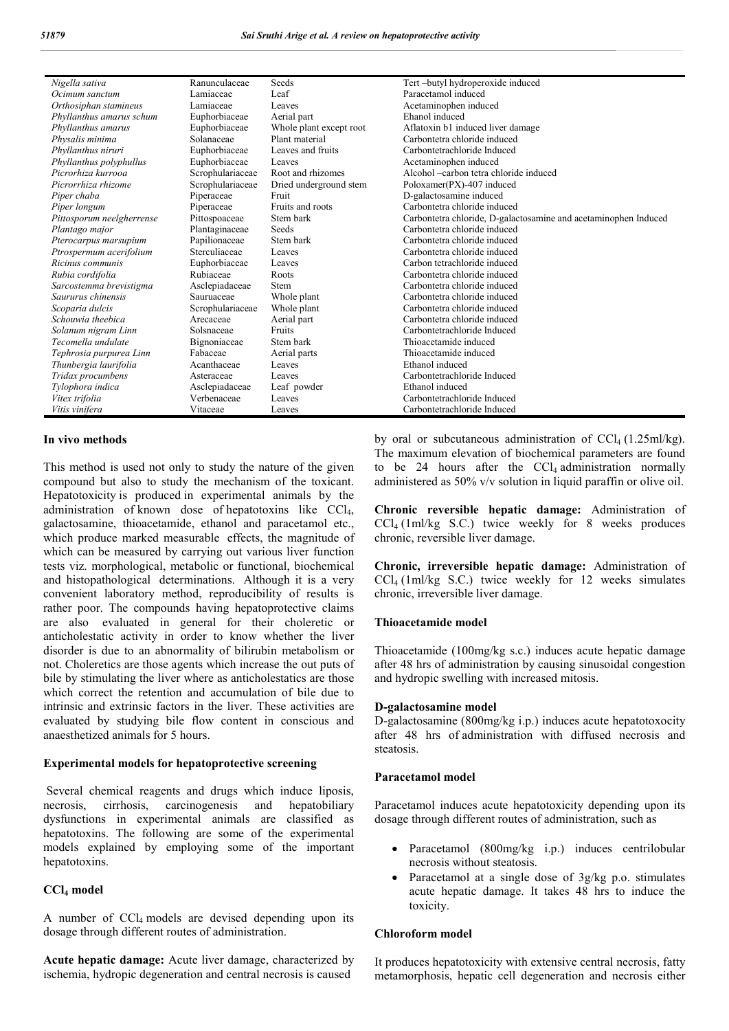| | | | |
|---|---|---|---|
| *Nigella sativa* | Ranunculaceae | Seeds | Tert –butyl hydroperoxide induced |
| *Ocimum sanctum* | Lamiaceae | Leaf | Paracetamol induced |
| *Orthosiphan stamineus* | Lamiaceae | Leaves | Acetaminophen induced |
| *Phyllanthus amarus schum* | Euphorbiaceae | Aerial part | Ehanol induced |
| *Phyllanthus amarus* | Euphorbiaceae | Whole plant except root | Aflatoxin b1 induced liver damage |
| *Physalis minima* | Solanaceae | Plant material | Carbontetra chloride induced |
| *Phyllanthus niruri* | Euphorbiaceae | Leaves and fruits | Carbontetrachloride Induced |
| *Phyllanthus polyphullus* | Euphorbiaceae | Leaves | Acetaminophen induced |
| *Picrorhiza kurrooa* | Scrophulariaceae | Root and rhizomes | Alcohol –carbon tetra chloride induced |
| *Picrorrhiza rhizome* | Scrophulariaceae | Dried underground stem | Poloxamer(PX)-407 induced |
| *Piper chaba* | Piperaceae | Fruit | D-galactosamine induced |
| *Piper longum* | Piperaceae | Fruits and roots | Carbontetra chloride induced |
| *Pittosporum neelgherrense* | Pittospoaceae | Stem bark | Carbontetra chloride, D-galactosamine and acetaminophen Induced |
| *Plantago major* | Plantaginaceae | Seeds | Carbontetra chloride induced |
| *Pterocarpus marsupium* | Papilionaceae | Stem bark | Carbontetra chloride induced |
| *Ptrospermum acerifolium* | Sterculiaceae | Leaves | Carbontetra chloride induced |
| *Ricinus communis* | Euphorbiaceae | Leaves | Carbon tetrachloride induced |
| *Rubia cordifolia* | Rubiaceae | Roots | Carbontetra chloride induced |
| *Sarcostemma brevistigma* | Asclepiadaceae | Stem | Carbontetra chloride induced |
| *Saururus chinensis* | Sauruaceae | Whole plant | Carbontetra chloride induced |
| *Scoparia dulcis* | Scrophulariaceae | Whole plant | Carbontetra chloride induced |
| *Schouwia theebica* | Arecaceae | Aerial part | Carbontetra chloride induced |
| *Solanum nigram Linn* | Solsnaceae | Fruits | Carbontetrachloride Induced |
| *Tecomella undulate* | Bignoniaceae | Stem bark | Thioacetamide induced |
| *Tephrosia purpurea Linn* | Fabaceae | Aerial parts | Thioacetamide induced |
| *Thunbergia laurifolia* | Acanthaceae | Leaves | Ethanol induced |
| *Tridax procumbens* | Asteraceae | Leaves | Carbontetrachloride Induced |
| *Tylophora indica* | Asclepiadaceae | Leaf powder | Ethanol induced |
| *Vitex trifolia* | Verbenaceae | Leaves | Carbontetrachloride Induced |
| *Vitis vinifera* | Vitaceae | Leaves | Carbontetrachloride Induced |

### In vivo methods

This method is used not only to study the nature of the given compound but also to study the mechanism of the toxicant. Hepatotoxicity is produced in experimental animals by the administration of known dose of hepatotoxins like $CCl_4$, galactosamine, thioacetamide, ethanol and paracetamol etc., which produce marked measurable effects, the magnitude of which can be measured by carrying out various liver function tests viz. morphological, metabolic or functional, biochemical and histopathological determinations. Although it is a very convenient laboratory method, reproducibility of results is rather poor. The compounds having hepatoprotective claims are also evaluated in general for their choleretic or anticholestatic activity in order to know whether the liver disorder is due to an abnormality of bilirubin metabolism or not. Choleretics are those agents which increase the out puts of bile by stimulating the liver where as anticholestatics are those which correct the retention and accumulation of bile due to intrinsic and extrinsic factors in the liver. These activities are evaluated by studying bile flow content in conscious and anaesthetized animals for 5 hours.

### Experimental models for hepatoprotective screening

Several chemical reagents and drugs which induce liposis, necrosis, cirrhosis, carcinogenesis and hepatobiliary dysfunctions in experimental animals are classified as hepatotoxins. The following are some of the experimental models explained by employing some of the important hepatotoxins.

### $CCl_4$ model

A number of $CCl_4$ models are devised depending upon its dosage through different routes of administration.

**Acute hepatic damage:** Acute liver damage, characterized by ischemia, hydropic degeneration and central necrosis is caused by oral or subcutaneous administration of $CCl_4$ (1.25ml/kg). The maximum elevation of biochemical parameters are found to be 24 hours after the $CCl_4$ administration normally administered as 50% v/v solution in liquid paraffin or olive oil.

**Chronic reversible hepatic damage:** Administration of $CCl_4$ (1ml/kg S.C.) twice weekly for 8 weeks produces chronic, reversible liver damage.

**Chronic, irreversible hepatic damage:** Administration of $CCl_4$ (1ml/kg S.C.) twice weekly for 12 weeks simulates chronic, irreversible liver damage.

### Thioacetamide model

Thioacetamide (100mg/kg s.c.) induces acute hepatic damage after 48 hrs of administration by causing sinusoidal congestion and hydropic swelling with increased mitosis.

### D-galactosamine model

D-galactosamine (800mg/kg i.p.) induces acute hepatotoxocity after 48 hrs of administration with diffused necrosis and steatosis.

### Paracetamol model

Paracetamol induces acute hepatotoxicity depending upon its dosage through different routes of administration, such as

- Paracetamol (800mg/kg i.p.) induces centrilobular necrosis without steatosis.
- Paracetamol at a single dose of 3g/kg p.o. stimulates acute hepatic damage. It takes 48 hrs to induce the toxicity.

### Chloroform model

It produces hepatotoxicity with extensive central necrosis, fatty metamorphosis, hepatic cell degeneration and necrosis either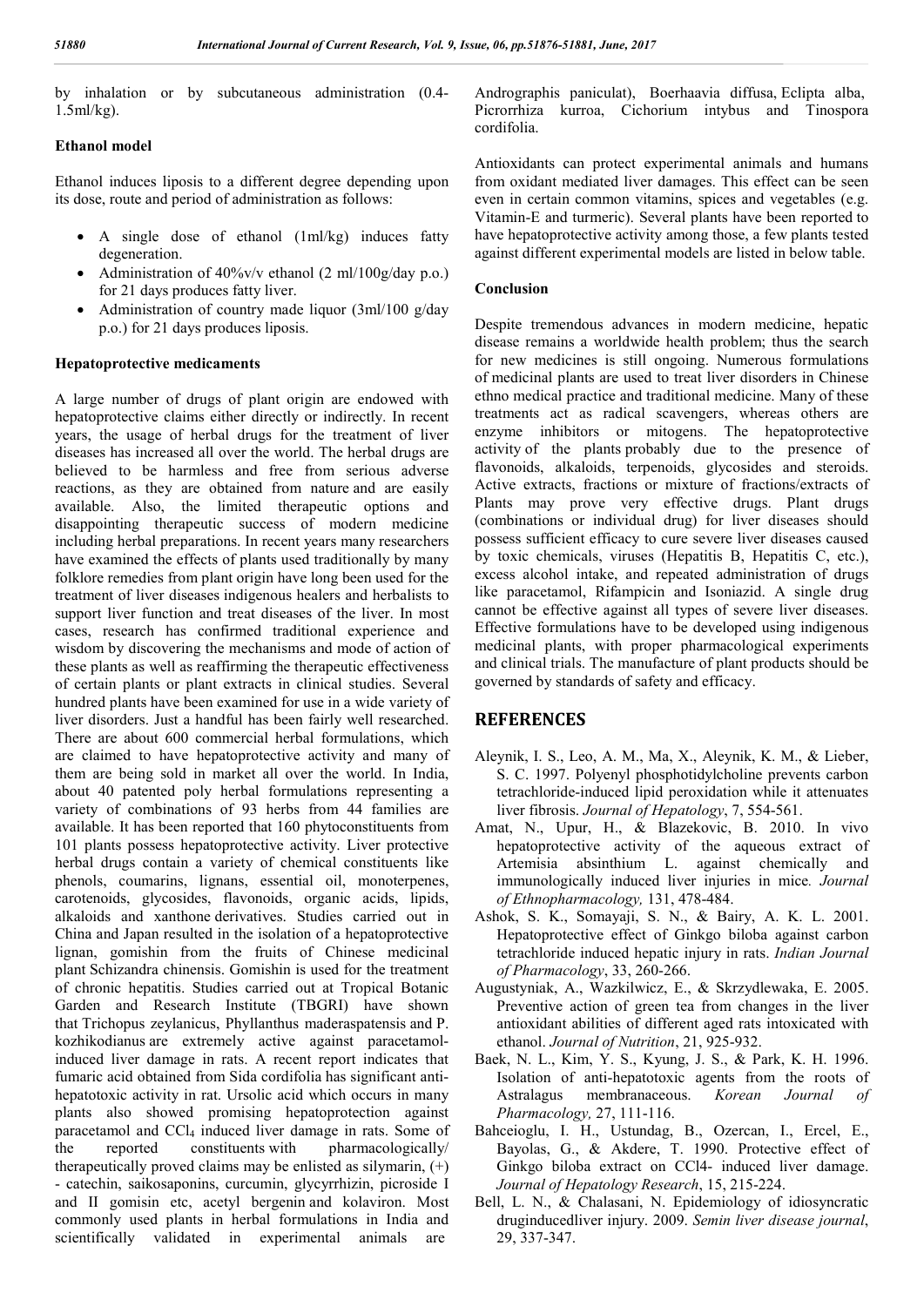by inhalation or by subcutaneous administration (0.4-1.5ml/kg).

### Ethanol model

Ethanol induces liposis to a different degree depending upon its dose, route and period of administration as follows:

- A single dose of ethanol (1ml/kg) induces fatty degeneration.
- Administration of 40%v/v ethanol (2 ml/100g/day p.o.) for 21 days produces fatty liver.
- Administration of country made liquor (3ml/100 g/day p.o.) for 21 days produces liposis.

### Hepatoprotective medicaments

A large number of drugs of plant origin are endowed with hepatoprotective claims either directly or indirectly. In recent years, the usage of herbal drugs for the treatment of liver diseases has increased all over the world. The herbal drugs are believed to be harmless and free from serious adverse reactions, as they are obtained from nature and are easily available. Also, the limited therapeutic options and disappointing therapeutic success of modern medicine including herbal preparations. In recent years many researchers have examined the effects of plants used traditionally by many folklore remedies from plant origin have long been used for the treatment of liver diseases indigenous healers and herbalists to support liver function and treat diseases of the liver. In most cases, research has confirmed traditional experience and wisdom by discovering the mechanisms and mode of action of these plants as well as reaffirming the therapeutic effectiveness of certain plants or plant extracts in clinical studies. Several hundred plants have been examined for use in a wide variety of liver disorders. Just a handful has been fairly well researched. There are about 600 commercial herbal formulations, which are claimed to have hepatoprotective activity and many of them are being sold in market all over the world. In India, about 40 patented poly herbal formulations representing a variety of combinations of 93 herbs from 44 families are available. It has been reported that 160 phytoconstituents from 101 plants possess hepatoprotective activity. Liver protective herbal drugs contain a variety of chemical constituents like phenols, coumarins, lignans, essential oil, monoterpenes, carotenoids, glycosides, flavonoids, organic acids, lipids, alkaloids and xanthone derivatives. Studies carried out in China and Japan resulted in the isolation of a hepatoprotective lignan, gomishin from the fruits of Chinese medicinal plant Schizandra chinensis. Gomishin is used for the treatment of chronic hepatitis. Studies carried out at Tropical Botanic Garden and Research Institute (TBGRI) have shown that Trichopus zeylanicus, Phyllanthus maderaspatensis and P. kozhikodianus are extremely active against paracetamol-induced liver damage in rats. A recent report indicates that fumaric acid obtained from Sida cordifolia has significant anti-hepatotoxic activity in rat. Ursolic acid which occurs in many plants also showed promising hepatoprotection against paracetamol and $CCl_4$ induced liver damage in rats. Some of the reported constituents with pharmacologically/ therapeutically proved claims may be enlisted as silymarin, (+) - catechin, saikosaponins, curcumin, glycyrrhizin, picroside I and II gomisin etc, acetyl bergenin and kolaviron. Most commonly used plants in herbal formulations in India and scientifically validated in experimental animals are Andrographis paniculat), Boerhaavia diffusa, Eclipta alba, Picrorrhiza kurroa, Cichorium intybus and Tinospora cordifolia.

Antioxidants can protect experimental animals and humans from oxidant mediated liver damages. This effect can be seen even in certain common vitamins, spices and vegetables (e.g. Vitamin-E and turmeric). Several plants have been reported to have hepatoprotective activity among those, a few plants tested against different experimental models are listed in below table.

### Conclusion

Despite tremendous advances in modern medicine, hepatic disease remains a worldwide health problem; thus the search for new medicines is still ongoing. Numerous formulations of medicinal plants are used to treat liver disorders in Chinese ethno medical practice and traditional medicine. Many of these treatments act as radical scavengers, whereas others are enzyme inhibitors or mitogens. The hepatoprotective activity of the plants probably due to the presence of flavonoids, alkaloids, terpenoids, glycosides and steroids. Active extracts, fractions or mixture of fractions/extracts of Plants may prove very effective drugs. Plant drugs (combinations or individual drug) for liver diseases should possess sufficient efficacy to cure severe liver diseases caused by toxic chemicals, viruses (Hepatitis B, Hepatitis C, etc.), excess alcohol intake, and repeated administration of drugs like paracetamol, Rifampicin and Isoniazid. A single drug cannot be effective against all types of severe liver diseases. Effective formulations have to be developed using indigenous medicinal plants, with proper pharmacological experiments and clinical trials. The manufacture of plant products should be governed by standards of safety and efficacy.

## REFERENCES

Aleynik, I. S., Leo, A. M., Ma, X., Aleynik, K. M., & Lieber, S. C. 1997. Polyenyl phosphotidylcholine prevents carbon tetrachloride-induced lipid peroxidation while it attenuates liver fibrosis. *Journal of Hepatology*, 7, 554-561.

Amat, N., Upur, H., & Blazekovic, B. 2010. In vivo hepatoprotective activity of the aqueous extract of Artemisia absinthium L. against chemically and immunologically induced liver injuries in mice. *Journal of Ethnopharmacology,* 131, 478-484.

Ashok, S. K., Somayaji, S. N., & Bairy, A. K. L. 2001. Hepatoprotective effect of Ginkgo biloba against carbon tetrachloride induced hepatic injury in rats. *Indian Journal of Pharmacology*, 33, 260-266.

Augustyniak, A., Wazkilwicz, E., & Skrzydlewaka, E. 2005. Preventive action of green tea from changes in the liver antioxidant abilities of different aged rats intoxicated with ethanol. *Journal of Nutrition*, 21, 925-932.

Baek, N. L., Kim, Y. S., Kyung, J. S., & Park, K. H. 1996. Isolation of anti-hepatotoxic agents from the roots of Astralagus membranaceous. *Korean Journal of Pharmacology,* 27, 111-116.

Bahceioglu, I. H., Ustundag, B., Ozercan, I., Ercel, E., Bayolas, G., & Akdere, T. 1990. Protective effect of Ginkgo biloba extract on CCl4- induced liver damage. *Journal of Hepatology Research*, 15, 215-224.

Bell, L. N., & Chalasani, N. Epidemiology of idiosyncratic druginducedliver injury. 2009. *Semin liver disease journal*, 29, 337-347.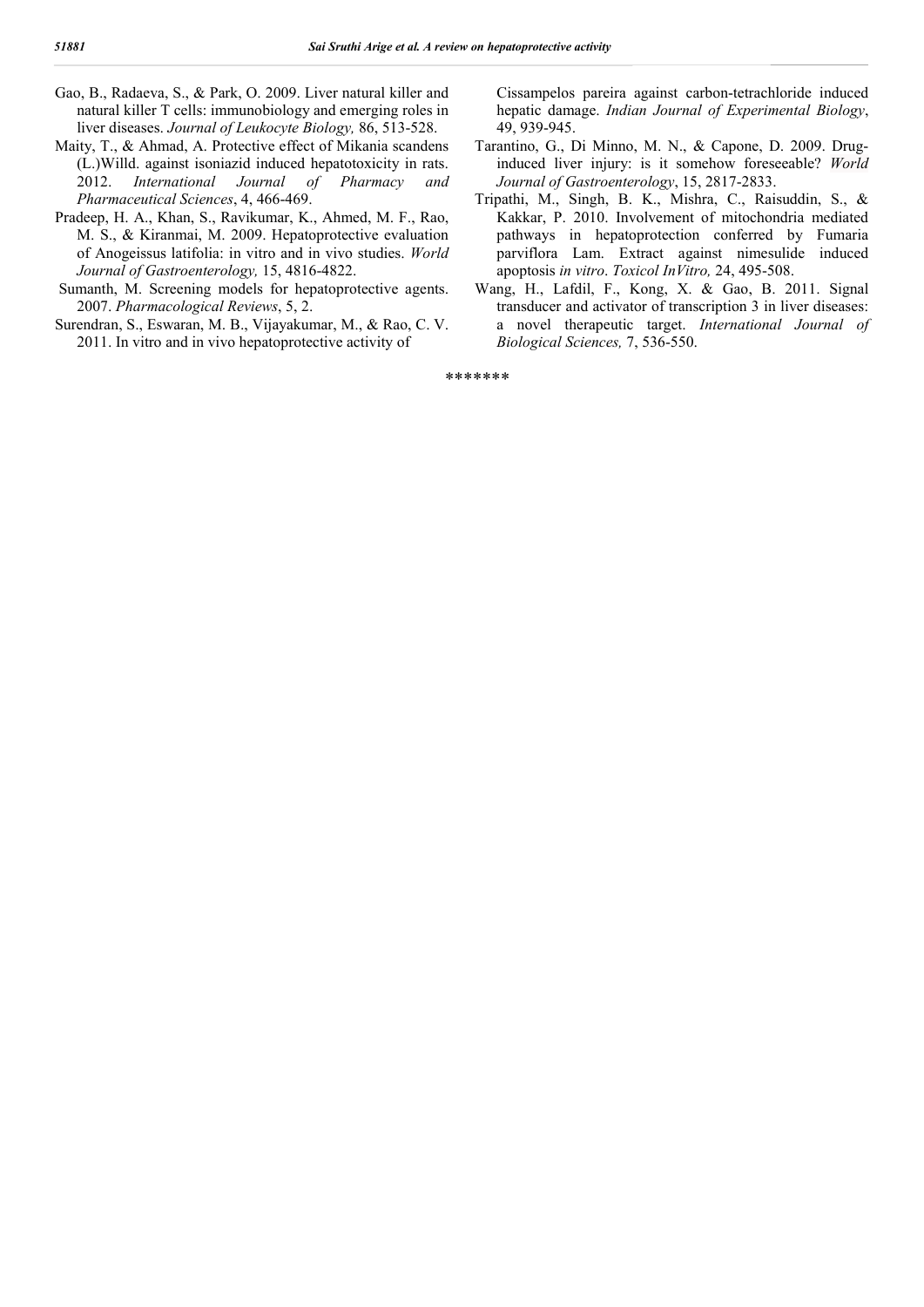Gao, B., Radaeva, S., & Park, O. 2009. Liver natural killer and natural killer T cells: immunobiology and emerging roles in liver diseases. *Journal of Leukocyte Biology,* 86, 513-528.

Maity, T., & Ahmad, A. Protective effect of Mikania scandens (L.)Willd. against isoniazid induced hepatotoxicity in rats. 2012. *International Journal of Pharmacy and Pharmaceutical Sciences*, 4, 466-469.

Pradeep, H. A., Khan, S., Ravikumar, K., Ahmed, M. F., Rao, M. S., & Kiranmai, M. 2009. Hepatoprotective evaluation of Anogeissus latifolia: in vitro and in vivo studies. *World Journal of Gastroenterology,* 15, 4816-4822.

Sumanth, M. Screening models for hepatoprotective agents. 2007. *Pharmacological Reviews*, 5, 2.

Surendran, S., Eswaran, M. B., Vijayakumar, M., & Rao, C. V. 2011. In vitro and in vivo hepatoprotective activity of Cissampelos pareira against carbon-tetrachloride induced hepatic damage. *Indian Journal of Experimental Biology*, 49, 939-945.

Tarantino, G., Di Minno, M. N., & Capone, D. 2009. Drug-induced liver injury: is it somehow foreseeable? *World Journal of Gastroenterology*, 15, 2817-2833.

Tripathi, M., Singh, B. K., Mishra, C., Raisuddin, S., & Kakkar, P. 2010. Involvement of mitochondria mediated pathways in hepatoprotection conferred by Fumaria parviflora Lam. Extract against nimesulide induced apoptosis *in vitro*. *Toxicol InVitro,* 24, 495-508.

Wang, H., Lafdil, F., Kong, X. & Gao, B. 2011. Signal transducer and activator of transcription 3 in liver diseases: a novel therapeutic target. *International Journal of Biological Sciences,* 7, 536-550.

*******